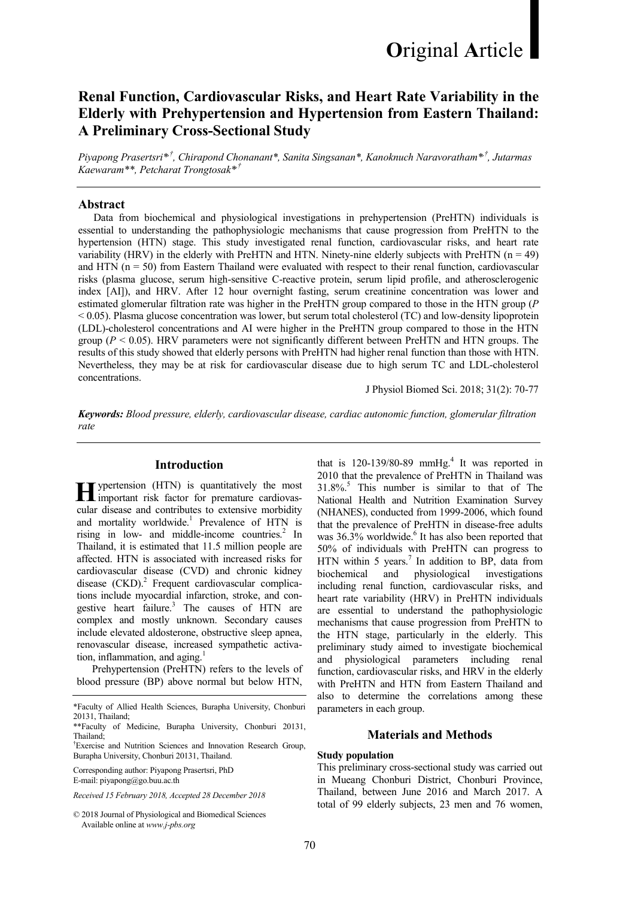**O**riginal **A**rticle

# Renal Function, Cardiovascular Risks, and Heart Rate Variability in the Elderly with Prehypertension and Hypertension from Eastern Thailand: A Preliminary Cross-Sectional Study

*Piyapong Prasertsri*[*†], Chirapond Chonanant*[*], Sanita Singsanan*[*], Kanoknuch Naravoratham*[*†], Jutarmas Kaewaram*[**], Petcharat Trongtosak*[*†]*

## Abstract

Data from biochemical and physiological investigations in prehypertension (PreHTN) individuals is essential to understanding the pathophysiologic mechanisms that cause progression from PreHTN to the hypertension (HTN) stage. This study investigated renal function, cardiovascular risks, and heart rate variability (HRV) in the elderly with PreHTN and HTN. Ninety-nine elderly subjects with PreHTN (n = 49) and HTN (n = 50) from Eastern Thailand were evaluated with respect to their renal function, cardiovascular risks (plasma glucose, serum high-sensitive C-reactive protein, serum lipid profile, and atherosclerogenic index [AI]), and HRV. After 12 hour overnight fasting, serum creatinine concentration was lower and estimated glomerular filtration rate was higher in the PreHTN group compared to those in the HTN group ($P < 0.05$). Plasma glucose concentration was lower, but serum total cholesterol (TC) and low-density lipoprotein (LDL)-cholesterol concentrations and AI were higher in the PreHTN group compared to those in the HTN group ($P < 0.05$). HRV parameters were not significantly different between PreHTN and HTN groups. The results of this study showed that elderly persons with PreHTN had higher renal function than those with HTN. Nevertheless, they may be at risk for cardiovascular disease due to high serum TC and LDL-cholesterol concentrations.

J Physiol Biomed Sci. 2018; 31(2): 70-77

***Keywords:*** *Blood pressure, elderly, cardiovascular disease, cardiac autonomic function, glomerular filtration rate*

## Introduction

Hypertension (HTN) is quantitatively the most important risk factor for premature cardiovascular disease and contributes to extensive morbidity and mortality worldwide.[1] Prevalence of HTN is rising in low- and middle-income countries.[2] In Thailand, it is estimated that 11.5 million people are affected. HTN is associated with increased risks for cardiovascular disease (CVD) and chronic kidney disease (CKD).[2] Frequent cardiovascular complications include myocardial infarction, stroke, and congestive heart failure.[3] The causes of HTN are complex and mostly unknown. Secondary causes include elevated aldosterone, obstructive sleep apnea, renovascular disease, increased sympathetic activation, inflammation, and aging.[1]

Prehypertension (PreHTN) refers to the levels of blood pressure (BP) above normal but below HTN, that is 120-139/80-89 mmHg.[4] It was reported in 2010 that the prevalence of PreHTN in Thailand was 31.8%.[5] This number is similar to that of The National Health and Nutrition Examination Survey (NHANES), conducted from 1999-2006, which found that the prevalence of PreHTN in disease-free adults was 36.3% worldwide.[6] It has also been reported that 50% of individuals with PreHTN can progress to HTN within 5 years.[7] In addition to BP, data from biochemical and physiological investigations including renal function, cardiovascular risks, and heart rate variability (HRV) in PreHTN individuals are essential to understand the pathophysiologic mechanisms that cause progression from PreHTN to the HTN stage, particularly in the elderly. This preliminary study aimed to investigate biochemical and physiological parameters including renal function, cardiovascular risks, and HRV in the elderly with PreHTN and HTN from Eastern Thailand and also to determine the correlations among these parameters in each group.

## Materials and Methods

### Study population

This preliminary cross-sectional study was carried out in Mueang Chonburi District, Chonburi Province, Thailand, between June 2016 and March 2017. A total of 99 elderly subjects, 23 men and 76 women,

[*]Faculty of Allied Health Sciences, Burapha University, Chonburi 20131, Thailand;

[**]Faculty of Medicine, Burapha University, Chonburi 20131, Thailand;

[†]Exercise and Nutrition Sciences and Innovation Research Group, Burapha University, Chonburi 20131, Thailand.

Corresponding author: Piyapong Prasertsri, PhD
E-mail: piyapong@go.buu.ac.th

*Received 15 February 2018, Accepted 28 December 2018*

© 2018 Journal of Physiological and Biomedical Sciences
Available online at *www.j-pbs.org*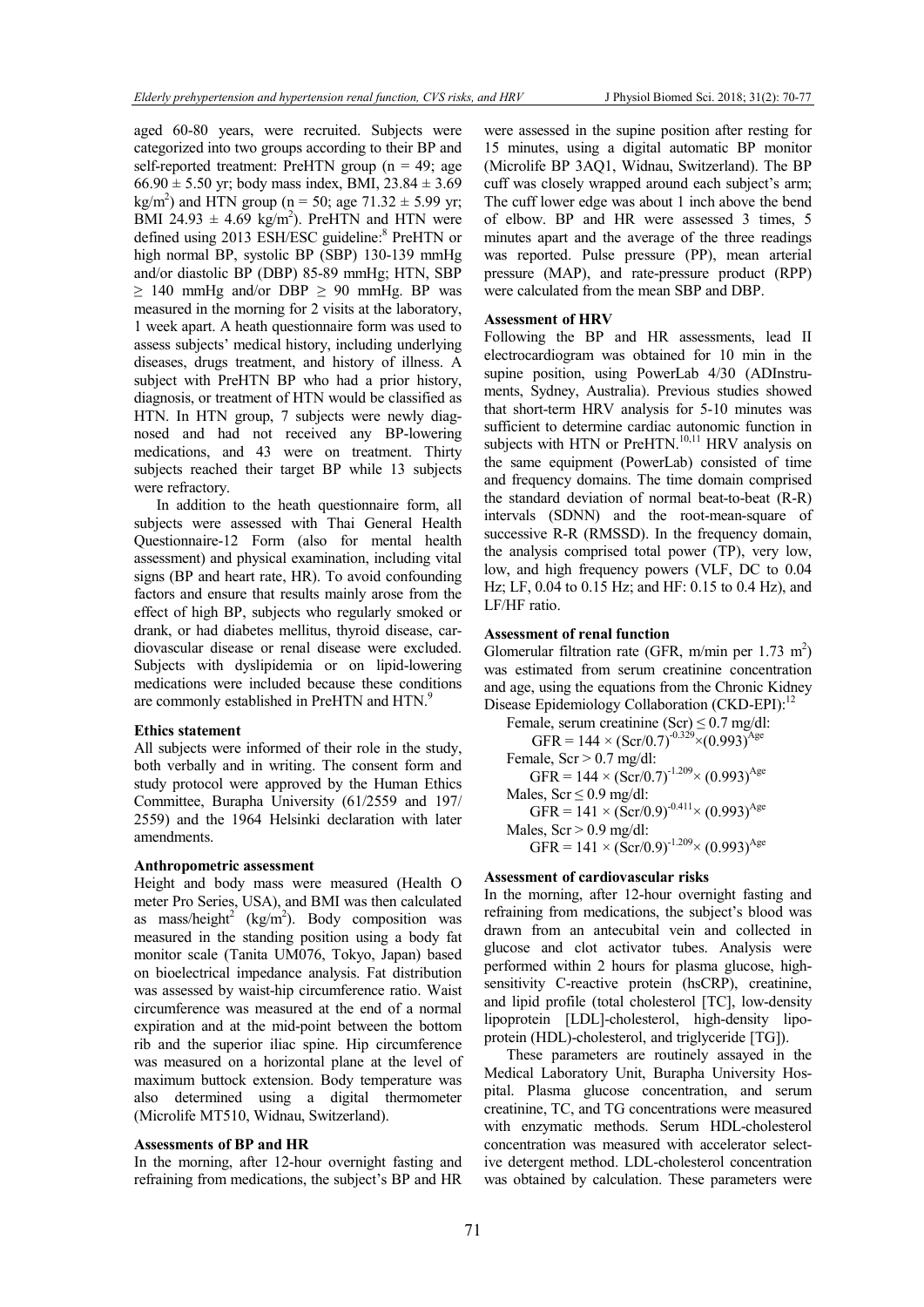aged 60-80 years, were recruited. Subjects were categorized into two groups according to their BP and self-reported treatment: PreHTN group (n = 49; age 66.90 ± 5.50 yr; body mass index, BMI, 23.84 ± 3.69 $kg/m^2$) and HTN group (n = 50; age 71.32 ± 5.99 yr; BMI 24.93 ± 4.69 $kg/m^2$). PreHTN and HTN were defined using 2013 ESH/ESC guideline:[8] PreHTN or high normal BP, systolic BP (SBP) 130-139 mmHg and/or diastolic BP (DBP) 85-89 mmHg; HTN, SBP ≥ 140 mmHg and/or DBP ≥ 90 mmHg. BP was measured in the morning for 2 visits at the laboratory, 1 week apart. A heath questionnaire form was used to assess subjects' medical history, including underlying diseases, drugs treatment, and history of illness. A subject with PreHTN BP who had a prior history, diagnosis, or treatment of HTN would be classified as HTN. In HTN group, 7 subjects were newly diagnosed and had not received any BP-lowering medications, and 43 were on treatment. Thirty subjects reached their target BP while 13 subjects were refractory.

In addition to the heath questionnaire form, all subjects were assessed with Thai General Health Questionnaire-12 Form (also for mental health assessment) and physical examination, including vital signs (BP and heart rate, HR). To avoid confounding factors and ensure that results mainly arose from the effect of high BP, subjects who regularly smoked or drank, or had diabetes mellitus, thyroid disease, cardiovascular disease or renal disease were excluded. Subjects with dyslipidemia or on lipid-lowering medications were included because these conditions are commonly established in PreHTN and HTN.[9]

**Ethics statement**

All subjects were informed of their role in the study, both verbally and in writing. The consent form and study protocol were approved by the Human Ethics Committee, Burapha University (61/2559 and 197/2559) and the 1964 Helsinki declaration with later amendments.

**Anthropometric assessment**

Height and body mass were measured (Health O meter Pro Series, USA), and BMI was then calculated as mass/height$^2$ ($kg/m^2$). Body composition was measured in the standing position using a body fat monitor scale (Tanita UM076, Tokyo, Japan) based on bioelectrical impedance analysis. Fat distribution was assessed by waist-hip circumference ratio. Waist circumference was measured at the end of a normal expiration and at the mid-point between the bottom rib and the superior iliac spine. Hip circumference was measured on a horizontal plane at the level of maximum buttock extension. Body temperature was also determined using a digital thermometer (Microlife MT510, Widnau, Switzerland).

**Assessments of BP and HR**

In the morning, after 12-hour overnight fasting and refraining from medications, the subject's BP and HR were assessed in the supine position after resting for 15 minutes, using a digital automatic BP monitor (Microlife BP 3AQ1, Widnau, Switzerland). The BP cuff was closely wrapped around each subject's arm; The cuff lower edge was about 1 inch above the bend of elbow. BP and HR were assessed 3 times, 5 minutes apart and the average of the three readings was reported. Pulse pressure (PP), mean arterial pressure (MAP), and rate-pressure product (RPP) were calculated from the mean SBP and DBP.

**Assessment of HRV**

Following the BP and HR assessments, lead II electrocardiogram was obtained for 10 min in the supine position, using PowerLab 4/30 (ADInstruments, Sydney, Australia). Previous studies showed that short-term HRV analysis for 5-10 minutes was sufficient to determine cardiac autonomic function in subjects with HTN or PreHTN.[10,11] HRV analysis on the same equipment (PowerLab) consisted of time and frequency domains. The time domain comprised the standard deviation of normal beat-to-beat (R-R) intervals (SDNN) and the root-mean-square of successive R-R (RMSSD). In the frequency domain, the analysis comprised total power (TP), very low, low, and high frequency powers (VLF, DC to 0.04 Hz; LF, 0.04 to 0.15 Hz; and HF: 0.15 to 0.4 Hz), and LF/HF ratio.

**Assessment of renal function**

Glomerular filtration rate (GFR, m/min per 1.73 $m^2$) was estimated from serum creatinine concentration and age, using the equations from the Chronic Kidney Disease Epidemiology Collaboration (CKD-EPI):[12]

Female, serum creatinine (Scr) ≤ 0.7 mg/dl:

$$GFR = 144 \times (Scr/0.7)^{-0.329} \times (0.993)^{Age}$$

Female, Scr > 0.7 mg/dl:

$$GFR = 144 \times (Scr/0.7)^{-1.209} \times (0.993)^{Age}$$

Males, Scr ≤ 0.9 mg/dl:

$$GFR = 141 \times (Scr/0.9)^{-0.411} \times (0.993)^{Age}$$

Males, Scr > 0.9 mg/dl:

$$GFR = 141 \times (Scr/0.9)^{-1.209} \times (0.993)^{Age}$$

**Assessment of cardiovascular risks**

In the morning, after 12-hour overnight fasting and refraining from medications, the subject's blood was drawn from an antecubital vein and collected in glucose and clot activator tubes. Analysis were performed within 2 hours for plasma glucose, high-sensitivity C-reactive protein (hsCRP), creatinine, and lipid profile (total cholesterol [TC], low-density lipoprotein [LDL]-cholesterol, high-density lipoprotein (HDL)-cholesterol, and triglyceride [TG]).

These parameters are routinely assayed in the Medical Laboratory Unit, Burapha University Hospital. Plasma glucose concentration, and serum creatinine, TC, and TG concentrations were measured with enzymatic methods. Serum HDL-cholesterol concentration was measured with accelerator selective detergent method. LDL-cholesterol concentration was obtained by calculation. These parameters were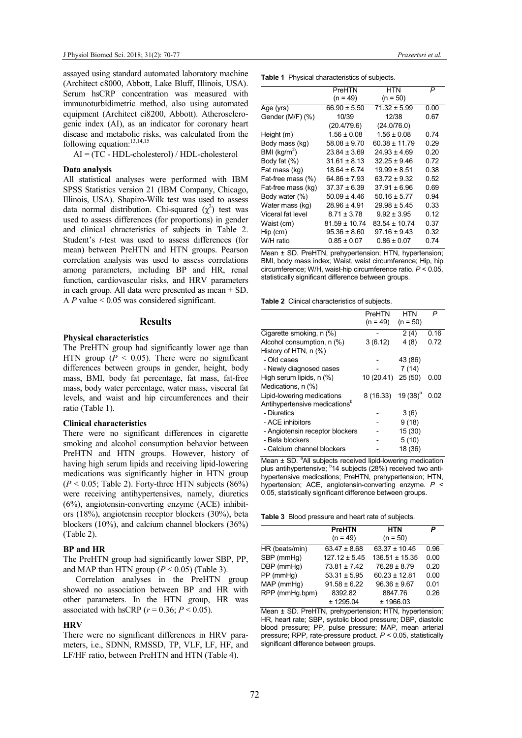assayed using standard automated laboratory machine (Architect c8000, Abbott, Lake Bluff, Illinois, USA). Serum hsCRP concentration was measured with immunoturbidimetric method, also using automated equipment (Architect ci8200, Abbott). Atherosclerogenic index (AI), as an indicator for coronary heart disease and metabolic risks, was calculated from the following equation:[13,14,15]

AI = (TC - HDL-cholesterol) / HDL-cholesterol

### Data analysis

All statistical analyses were performed with IBM SPSS Statistics version 21 (IBM Company, Chicago, Illinois, USA). Shapiro-Wilk test was used to assess data normal distribution. Chi-squared ($\chi^2$) test was used to assess differences (for proportions) in gender and clinical chracteristics of subjects in Table 2. Student's *t*-test was used to assess differences (for mean) between PreHTN and HTN groups. Pearson correlation analysis was used to assess correlations among parameters, including BP and HR, renal function, cardiovascular risks, and HRV parameters in each group. All data were presented as mean ± SD. A *P* value < 0.05 was considered significant.

## Results

### Physical characteristics

The PreHTN group had significantly lower age than HTN group ($P < 0.05$). There were no significant differences between groups in gender, height, body mass, BMI, body fat percentage, fat mass, fat-free mass, body water percentage, water mass, visceral fat levels, and waist and hip circumferences and their ratio (Table 1).

### Clinical characteristics

There were no significant differences in cigarette smoking and alcohol consumption behavior between PreHTN and HTN groups. However, history of having high serum lipids and receiving lipid-lowering medications was significantly higher in HTN group ($P < 0.05$; Table 2). Forty-three HTN subjects (86%) were receiving antihypertensives, namely, diuretics (6%), angiotensin-converting enzyme (ACE) inhibitors (18%), angiotensin receptor blockers (30%), beta blockers (10%), and calcium channel blockers (36%) (Table 2).

### BP and HR

The PreHTN group had significantly lower SBP, PP, and MAP than HTN group ($P < 0.05$) (Table 3).

Correlation analyses in the PreHTN group showed no association between BP and HR with other parameters. In the HTN group, HR was associated with hsCRP ($r = 0.36$; $P < 0.05$).

### HRV

There were no significant differences in HRV parameters, i.e., SDNN, RMSSD, TP, VLF, LF, HF, and LF/HF ratio, between PreHTN and HTN (Table 4).

**Table 1** Physical characteristics of subjects.

| | PreHTN (n = 49) | HTN (n = 50) | *P* |
|---|---|---|---|
| Age (yrs) | 66.90 ± 5.50 | 71.32 ± 5.99 | 0.00 |
| Gender (M/F) (%) | 10/39 (20.4/79.6) | 12/38 (24.0/76.0) | 0.67 |
| Height (m) | 1.56 ± 0.08 | 1.56 ± 0.08 | 0.74 |
| Body mass (kg) | 58.08 ± 9.70 | 60.38 ± 11.79 | 0.29 |
| BMI (kg/m$^2$) | 23.84 ± 3.69 | 24.93 ± 4.69 | 0.20 |
| Body fat (%) | 31.61 ± 8.13 | 32.25 ± 9.46 | 0.72 |
| Fat mass (kg) | 18.64 ± 6.74 | 19.99 ± 8.51 | 0.38 |
| Fat-free mass (%) | 64.86 ± 7.93 | 63.72 ± 9.32 | 0.52 |
| Fat-free mass (kg) | 37.37 ± 6.39 | 37.91 ± 6.96 | 0.69 |
| Body water (%) | 50.09 ± 4.46 | 50.16 ± 5.77 | 0.94 |
| Water mass (kg) | 28.96 ± 4.91 | 29.98 ± 5.45 | 0.33 |
| Viceral fat level | 8.71 ± 3.78 | 9.92 ± 3.95 | 0.12 |
| Waist (cm) | 81.59 ± 10.74 | 83.54 ± 10.74 | 0.37 |
| Hip (cm) | 95.36 ± 8.60 | 97.16 ± 9.43 | 0.32 |
| W/H ratio | 0.85 ± 0.07 | 0.86 ± 0.07 | 0.74 |

Mean ± SD. PreHTN, prehypertension; HTN, hypertension; BMI, body mass index; Waist, waist circumference; Hip, hip circumference; W/H, waist-hip circumference ratio. $P < 0.05$, statistically significant difference between groups.

**Table 2** Clinical characteristics of subjects.

| | PreHTN (n = 49) | HTN (n = 50) | *P* |
|---|---|---|---|
| Cigarette smoking, n (%) | - | 2 (4) | 0.16 |
| Alcohol consumption, n (%) | 3 (6.12) | 4 (8) | 0.72 |
| History of HTN, n (%) | | | |
| - Old cases | - | 43 (86) | |
| - Newly diagnosed cases | - | 7 (14) | |
| High serum lipids, n (%) | 10 (20.41) | 25 (50) | 0.00 |
| Medications, n (%) | | | |
| Lipid-lowering medications | 8 (16.33) | 19 (38)[a] | 0.02 |
| Antihypertensive medications[b] | | | |
| - Diuretics | - | 3 (6) | |
| - ACE inhibitors | - | 9 (18) | |
| - Angiotensin receptor blockers | - | 15 (30) | |
| - Beta blockers | - | 5 (10) | |
| - Calcium channel blockers | - | 18 (36) | |

Mean ± SD. [a]All subjects received lipid-lowering medication plus antihypertensive; [b]14 subjects (28%) received two antihypertensive medications; PreHTN, prehypertension; HTN, hypertension; ACE, angiotensin-converting enzyme. $P < 0.05$, statistically significant difference between groups.

**Table 3** Blood pressure and heart rate of subjects.

| | **PreHTN** (n = 49) | **HTN** (n = 50) | ***P*** |
|---|---|---|---|
| HR (beats/min) | 63.47 ± 8.68 | 63.37 ± 10.45 | 0.96 |
| SBP (mmHg) | 127.12 ± 5.45 | 136.51 ± 15.35 | 0.00 |
| DBP (mmHg) | 73.81 ± 7.42 | 76.28 ± 8.79 | 0.20 |
| PP (mmHg) | 53.31 ± 5.95 | 60.23 ± 12.81 | 0.00 |
| MAP (mmHg) | 91.58 ± 6.22 | 96.36 ± 9.67 | 0.01 |
| RPP (mmHg.bpm) | 8392.82 ± 1295.04 | 8847.76 ± 1966.03 | 0.26 |

Mean ± SD. PreHTN, prehypertension; HTN, hypertension; HR, heart rate; SBP, systolic blood pressure; DBP, diastolic blood pressure; PP, pulse pressure; MAP, mean arterial pressure; RPP, rate-pressure product. $P < 0.05$, statistically significant difference between groups.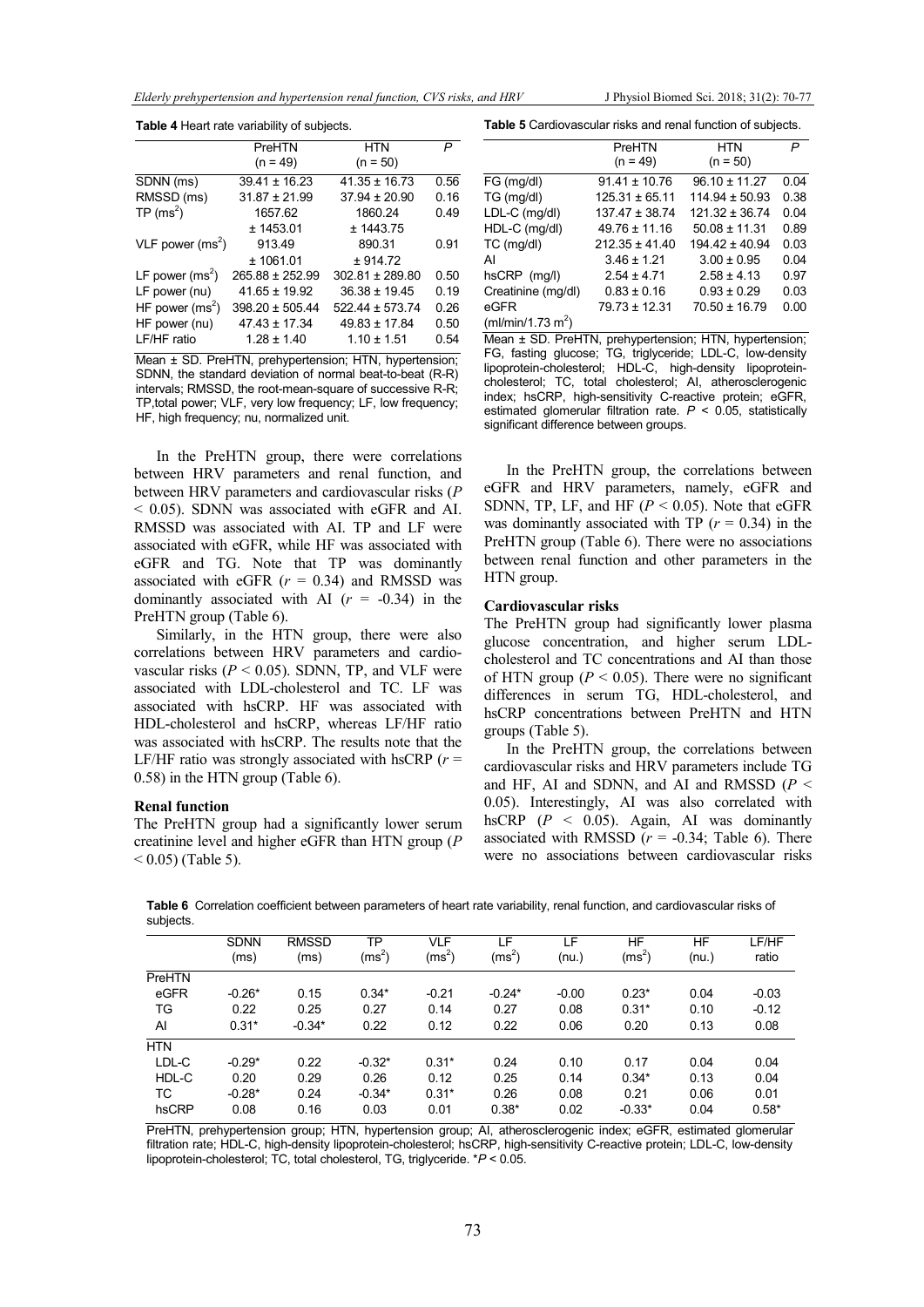**Table 4** Heart rate variability of subjects.

| | PreHTN (n = 49) | HTN (n = 50) | *P* |
|---|---|---|---|
| SDNN (ms) | 39.41 ± 16.23 | 41.35 ± 16.73 | 0.56 |
| RMSSD (ms) | 31.87 ± 21.99 | 37.94 ± 20.90 | 0.16 |
| TP (ms$^2$) | 1657.62 ± 1453.01 | 1860.24 ± 1443.75 | 0.49 |
| VLF power (ms$^2$) | 913.49 ± 1061.01 | 890.31 ± 914.72 | 0.91 |
| LF power (ms$^2$) | 265.88 ± 252.99 | 302.81 ± 289.80 | 0.50 |
| LF power (nu) | 41.65 ± 19.92 | 36.38 ± 19.45 | 0.19 |
| HF power (ms$^2$) | 398.20 ± 505.44 | 522.44 ± 573.74 | 0.26 |
| HF power (nu) | 47.43 ± 17.34 | 49.83 ± 17.84 | 0.50 |
| LF/HF ratio | 1.28 ± 1.40 | 1.10 ± 1.51 | 0.54 |

Mean ± SD. PreHTN, prehypertension; HTN, hypertension; SDNN, the standard deviation of normal beat-to-beat (R-R) intervals; RMSSD, the root-mean-square of successive R-R; TP, total power; VLF, very low frequency; LF, low frequency; HF, high frequency; nu, normalized unit.

In the PreHTN group, there were correlations between HRV parameters and renal function, and between HRV parameters and cardiovascular risks ($P < 0.05$). SDNN was associated with eGFR and AI. RMSSD was associated with AI. TP and LF were associated with eGFR, while HF was associated with eGFR and TG. Note that TP was dominantly associated with eGFR ($r = 0.34$) and RMSSD was dominantly associated with AI ($r = -0.34$) in the PreHTN group (Table 6).

Similarly, in the HTN group, there were also correlations between HRV parameters and cardiovascular risks ($P < 0.05$). SDNN, TP, and VLF were associated with LDL-cholesterol and TC. LF was associated with hsCRP. HF was associated with HDL-cholesterol and hsCRP, whereas LF/HF ratio was associated with hsCRP. The results note that the LF/HF ratio was strongly associated with hsCRP ($r = 0.58$) in the HTN group (Table 6).

### Renal function

The PreHTN group had a significantly lower serum creatinine level and higher eGFR than HTN group ($P < 0.05$) (Table 5).

**Table 5** Cardiovascular risks and renal function of subjects.

| | PreHTN (n = 49) | HTN (n = 50) | *P* |
|---|---|---|---|
| FG (mg/dl) | 91.41 ± 10.76 | 96.10 ± 11.27 | 0.04 |
| TG (mg/dl) | 125.31 ± 65.11 | 114.94 ± 50.93 | 0.38 |
| LDL-C (mg/dl) | 137.47 ± 38.74 | 121.32 ± 36.74 | 0.04 |
| HDL-C (mg/dl) | 49.76 ± 11.16 | 50.08 ± 11.31 | 0.89 |
| TC (mg/dl) | 212.35 ± 41.40 | 194.42 ± 40.94 | 0.03 |
| AI | 3.46 ± 1.21 | 3.00 ± 0.95 | 0.04 |
| hsCRP (mg/l) | 2.54 ± 4.71 | 2.58 ± 4.13 | 0.97 |
| Creatinine (mg/dl) | 0.83 ± 0.16 | 0.93 ± 0.29 | 0.03 |
| eGFR (ml/min/1.73 m$^2$) | 79.73 ± 12.31 | 70.50 ± 16.79 | 0.00 |

Mean ± SD. PreHTN, prehypertension; HTN, hypertension; FG, fasting glucose; TG, triglyceride; LDL-C, low-density lipoprotein-cholesterol; HDL-C, high-density lipoprotein-cholesterol; TC, total cholesterol; AI, atherosclerogenic index; hsCRP, high-sensitivity C-reactive protein; eGFR, estimated glomerular filtration rate. $P < 0.05$, statistically significant difference between groups.

In the PreHTN group, the correlations between eGFR and HRV parameters, namely, eGFR and SDNN, TP, LF, and HF ($P < 0.05$). Note that eGFR was dominantly associated with TP ($r = 0.34$) in the PreHTN group (Table 6). There were no associations between renal function and other parameters in the HTN group.

### Cardiovascular risks

The PreHTN group had significantly lower plasma glucose concentration, and higher serum LDL-cholesterol and TC concentrations and AI than those of HTN group ($P < 0.05$). There were no significant differences in serum TG, HDL-cholesterol, and hsCRP concentrations between PreHTN and HTN groups (Table 5).

In the PreHTN group, the correlations between cardiovascular risks and HRV parameters include TG and HF, AI and SDNN, and AI and RMSSD ($P < 0.05$). Interestingly, AI was also correlated with hsCRP ($P < 0.05$). Again, AI was dominantly associated with RMSSD ($r = -0.34$; Table 6). There were no associations between cardiovascular risks

**Table 6** Correlation coefficient between parameters of heart rate variability, renal function, and cardiovascular risks of subjects.

| | SDNN (ms) | RMSSD (ms) | TP (ms$^2$) | VLF (ms$^2$) | LF (ms$^2$) | LF (nu.) | HF (ms$^2$) | HF (nu.) | LF/HF ratio |
|---|---|---|---|---|---|---|---|---|---|
| PreHTN | | | | | | | | | |
| eGFR | -0.26* | 0.15 | 0.34* | -0.21 | -0.24* | -0.00 | 0.23* | 0.04 | -0.03 |
| TG | 0.22 | 0.25 | 0.27 | 0.14 | 0.27 | 0.08 | 0.31* | 0.10 | -0.12 |
| AI | 0.31* | -0.34* | 0.22 | 0.12 | 0.22 | 0.06 | 0.20 | 0.13 | 0.08 |
| HTN | | | | | | | | | |
| LDL-C | -0.29* | 0.22 | -0.32* | 0.31* | 0.24 | 0.10 | 0.17 | 0.04 | 0.04 |
| HDL-C | 0.20 | 0.29 | 0.26 | 0.12 | 0.25 | 0.14 | 0.34* | 0.13 | 0.04 |
| TC | -0.28* | 0.24 | -0.34* | 0.31* | 0.26 | 0.08 | 0.21 | 0.06 | 0.01 |
| hsCRP | 0.08 | 0.16 | 0.03 | 0.01 | 0.38* | 0.02 | -0.33* | 0.04 | 0.58* |

PreHTN, prehypertension group; HTN, hypertension group; AI, atherosclerogenic index; eGFR, estimated glomerular filtration rate; HDL-C, high-density lipoprotein-cholesterol; hsCRP, high-sensitivity C-reactive protein; LDL-C, low-density lipoprotein-cholesterol; TC, total cholesterol, TG, triglyceride. *$P < 0.05$.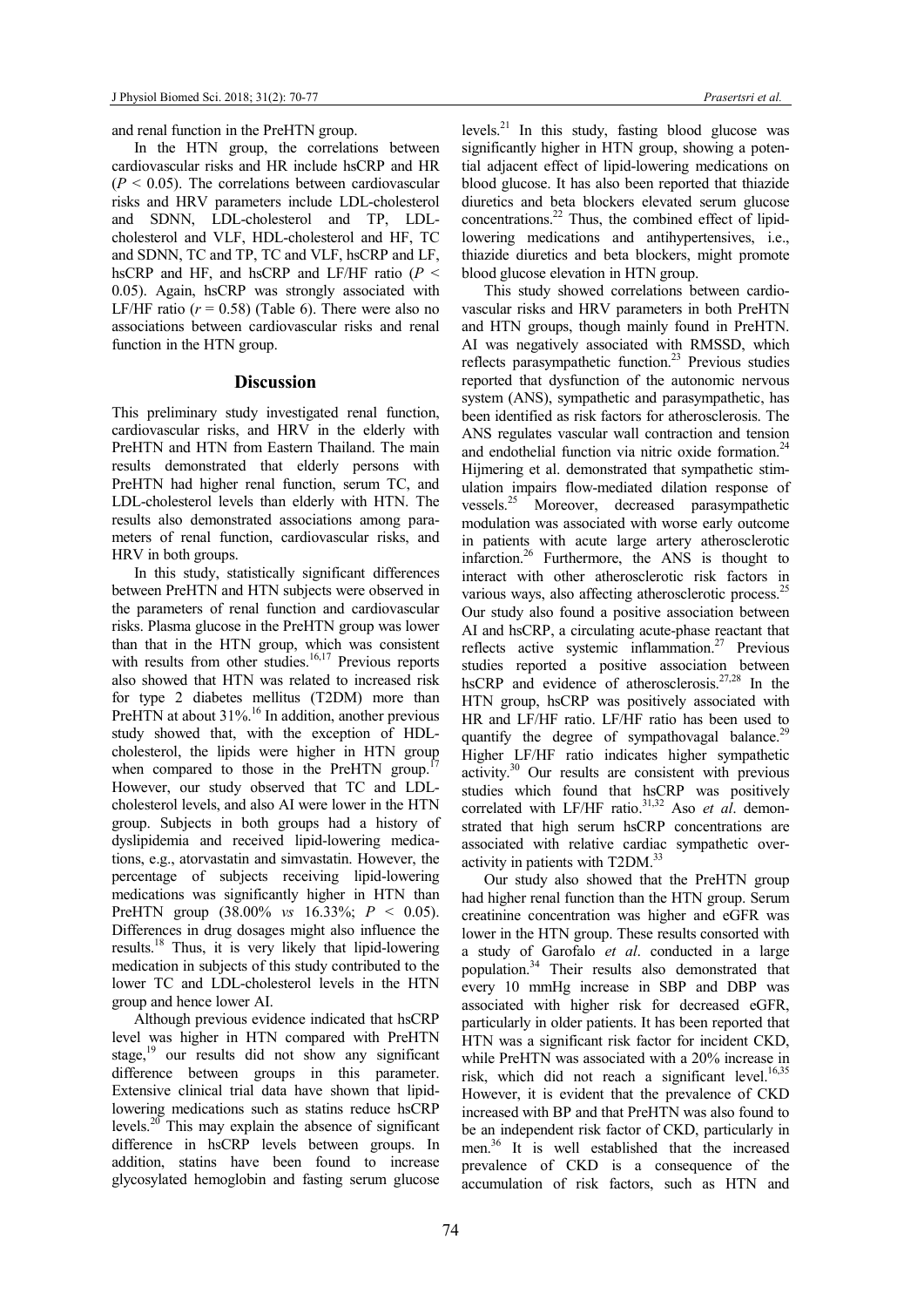and renal function in the PreHTN group.

In the HTN group, the correlations between cardiovascular risks and HR include hsCRP and HR ($P < 0.05$). The correlations between cardiovascular risks and HRV parameters include LDL-cholesterol and SDNN, LDL-cholesterol and TP, LDL-cholesterol and VLF, HDL-cholesterol and HF, TC and SDNN, TC and TP, TC and VLF, hsCRP and LF, hsCRP and HF, and hsCRP and LF/HF ratio ($P < 0.05$). Again, hsCRP was strongly associated with LF/HF ratio ($r = 0.58$) (Table 6). There were also no associations between cardiovascular risks and renal function in the HTN group.

## Discussion

This preliminary study investigated renal function, cardiovascular risks, and HRV in the elderly with PreHTN and HTN from Eastern Thailand. The main results demonstrated that elderly persons with PreHTN had higher renal function, serum TC, and LDL-cholesterol levels than elderly with HTN. The results also demonstrated associations among parameters of renal function, cardiovascular risks, and HRV in both groups.

In this study, statistically significant differences between PreHTN and HTN subjects were observed in the parameters of renal function and cardiovascular risks. Plasma glucose in the PreHTN group was lower than that in the HTN group, which was consistent with results from other studies.[16,17] Previous reports also showed that HTN was related to increased risk for type 2 diabetes mellitus (T2DM) more than PreHTN at about 31%.[16] In addition, another previous study showed that, with the exception of HDL-cholesterol, the lipids were higher in HTN group when compared to those in the PreHTN group.[17] However, our study observed that TC and LDL-cholesterol levels, and also AI were lower in the HTN group. Subjects in both groups had a history of dyslipidemia and received lipid-lowering medications, e.g., atorvastatin and simvastatin. However, the percentage of subjects receiving lipid-lowering medications was significantly higher in HTN than PreHTN group (38.00% *vs* 16.33%; $P < 0.05$). Differences in drug dosages might also influence the results.[18] Thus, it is very likely that lipid-lowering medication in subjects of this study contributed to the lower TC and LDL-cholesterol levels in the HTN group and hence lower AI.

Although previous evidence indicated that hsCRP level was higher in HTN compared with PreHTN stage,[19] our results did not show any significant difference between groups in this parameter. Extensive clinical trial data have shown that lipid-lowering medications such as statins reduce hsCRP levels.[20] This may explain the absence of significant difference in hsCRP levels between groups. In addition, statins have been found to increase glycosylated hemoglobin and fasting serum glucose levels.[21] In this study, fasting blood glucose was significantly higher in HTN group, showing a potential adjacent effect of lipid-lowering medications on blood glucose. It has also been reported that thiazide diuretics and beta blockers elevated serum glucose concentrations.[22] Thus, the combined effect of lipid-lowering medications and antihypertensives, i.e., thiazide diuretics and beta blockers, might promote blood glucose elevation in HTN group.

This study showed correlations between cardiovascular risks and HRV parameters in both PreHTN and HTN groups, though mainly found in PreHTN. AI was negatively associated with RMSSD, which reflects parasympathetic function.[23] Previous studies reported that dysfunction of the autonomic nervous system (ANS), sympathetic and parasympathetic, has been identified as risk factors for atherosclerosis. The ANS regulates vascular wall contraction and tension and endothelial function via nitric oxide formation.[24] Hijmering et al. demonstrated that sympathetic stimulation impairs flow-mediated dilation response of vessels.[25] Moreover, decreased parasympathetic modulation was associated with worse early outcome in patients with acute large artery atherosclerotic infarction.[26] Furthermore, the ANS is thought to interact with other atherosclerotic risk factors in various ways, also affecting atherosclerotic process.[25] Our study also found a positive association between AI and hsCRP, a circulating acute-phase reactant that reflects active systemic inflammation.[27] Previous studies reported a positive association between hsCRP and evidence of atherosclerosis.[27,28] In the HTN group, hsCRP was positively associated with HR and LF/HF ratio. LF/HF ratio has been used to quantify the degree of sympathovagal balance.[29] Higher LF/HF ratio indicates higher sympathetic activity.[30] Our results are consistent with previous studies which found that hsCRP was positively correlated with LF/HF ratio.[31,32] Aso *et al*. demonstrated that high serum hsCRP concentrations are associated with relative cardiac sympathetic overactivity in patients with T2DM.[33]

Our study also showed that the PreHTN group had higher renal function than the HTN group. Serum creatinine concentration was higher and eGFR was lower in the HTN group. These results consorted with a study of Garofalo *et al*. conducted in a large population.[34] Their results also demonstrated that every 10 mmHg increase in SBP and DBP was associated with higher risk for decreased eGFR, particularly in older patients. It has been reported that HTN was a significant risk factor for incident CKD, while PreHTN was associated with a 20% increase in risk, which did not reach a significant level.[16,35] However, it is evident that the prevalence of CKD increased with BP and that PreHTN was also found to be an independent risk factor of CKD, particularly in men.[36] It is well established that the increased prevalence of CKD is a consequence of the accumulation of risk factors, such as HTN and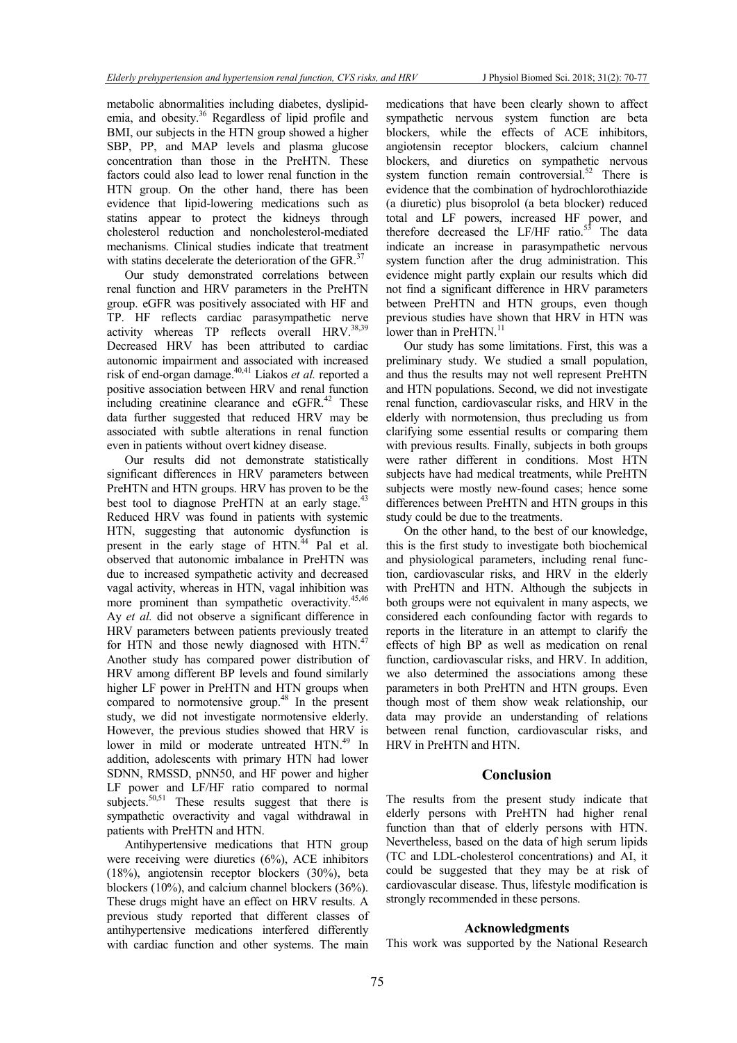metabolic abnormalities including diabetes, dyslipidemia, and obesity.[36] Regardless of lipid profile and BMI, our subjects in the HTN group showed a higher SBP, PP, and MAP levels and plasma glucose concentration than those in the PreHTN. These factors could also lead to lower renal function in the HTN group. On the other hand, there has been evidence that lipid-lowering medications such as statins appear to protect the kidneys through cholesterol reduction and noncholesterol-mediated mechanisms. Clinical studies indicate that treatment with statins decelerate the deterioration of the GFR.[37]

Our study demonstrated correlations between renal function and HRV parameters in the PreHTN group. eGFR was positively associated with HF and TP. HF reflects cardiac parasympathetic nerve activity whereas TP reflects overall HRV.[38,39] Decreased HRV has been attributed to cardiac autonomic impairment and associated with increased risk of end-organ damage.[40,41] Liakos *et al.* reported a positive association between HRV and renal function including creatinine clearance and eGFR.[42] These data further suggested that reduced HRV may be associated with subtle alterations in renal function even in patients without overt kidney disease.

Our results did not demonstrate statistically significant differences in HRV parameters between PreHTN and HTN groups. HRV has proven to be the best tool to diagnose PreHTN at an early stage.[43] Reduced HRV was found in patients with systemic HTN, suggesting that autonomic dysfunction is present in the early stage of HTN.[44] Pal et al. observed that autonomic imbalance in PreHTN was due to increased sympathetic activity and decreased vagal activity, whereas in HTN, vagal inhibition was more prominent than sympathetic overactivity.[45,46] Ay *et al.* did not observe a significant difference in HRV parameters between patients previously treated for HTN and those newly diagnosed with HTN.[47] Another study has compared power distribution of HRV among different BP levels and found similarly higher LF power in PreHTN and HTN groups when compared to normotensive group.[48] In the present study, we did not investigate normotensive elderly. However, the previous studies showed that HRV is lower in mild or moderate untreated HTN.[49] In addition, adolescents with primary HTN had lower SDNN, RMSSD, pNN50, and HF power and higher LF power and LF/HF ratio compared to normal subjects.[50,51] These results suggest that there is sympathetic overactivity and vagal withdrawal in patients with PreHTN and HTN.

Antihypertensive medications that HTN group were receiving were diuretics (6%), ACE inhibitors (18%), angiotensin receptor blockers (30%), beta blockers (10%), and calcium channel blockers (36%). These drugs might have an effect on HRV results. A previous study reported that different classes of antihypertensive medications interfered differently with cardiac function and other systems. The main medications that have been clearly shown to affect sympathetic nervous system function are beta blockers, while the effects of ACE inhibitors, angiotensin receptor blockers, calcium channel blockers, and diuretics on sympathetic nervous system function remain controversial.[52] There is evidence that the combination of hydrochlorothiazide (a diuretic) plus bisoprolol (a beta blocker) reduced total and LF powers, increased HF power, and therefore decreased the LF/HF ratio.[53] The data indicate an increase in parasympathetic nervous system function after the drug administration. This evidence might partly explain our results which did not find a significant difference in HRV parameters between PreHTN and HTN groups, even though previous studies have shown that HRV in HTN was lower than in PreHTN.[11]

Our study has some limitations. First, this was a preliminary study. We studied a small population, and thus the results may not well represent PreHTN and HTN populations. Second, we did not investigate renal function, cardiovascular risks, and HRV in the elderly with normotension, thus precluding us from clarifying some essential results or comparing them with previous results. Finally, subjects in both groups were rather different in conditions. Most HTN subjects have had medical treatments, while PreHTN subjects were mostly new-found cases; hence some differences between PreHTN and HTN groups in this study could be due to the treatments.

On the other hand, to the best of our knowledge, this is the first study to investigate both biochemical and physiological parameters, including renal function, cardiovascular risks, and HRV in the elderly with PreHTN and HTN. Although the subjects in both groups were not equivalent in many aspects, we considered each confounding factor with regards to reports in the literature in an attempt to clarify the effects of high BP as well as medication on renal function, cardiovascular risks, and HRV. In addition, we also determined the associations among these parameters in both PreHTN and HTN groups. Even though most of them show weak relationship, our data may provide an understanding of relations between renal function, cardiovascular risks, and HRV in PreHTN and HTN.

## Conclusion

The results from the present study indicate that elderly persons with PreHTN had higher renal function than that of elderly persons with HTN. Nevertheless, based on the data of high serum lipids (TC and LDL-cholesterol concentrations) and AI, it could be suggested that they may be at risk of cardiovascular disease. Thus, lifestyle modification is strongly recommended in these persons.

### Acknowledgments

This work was supported by the National Research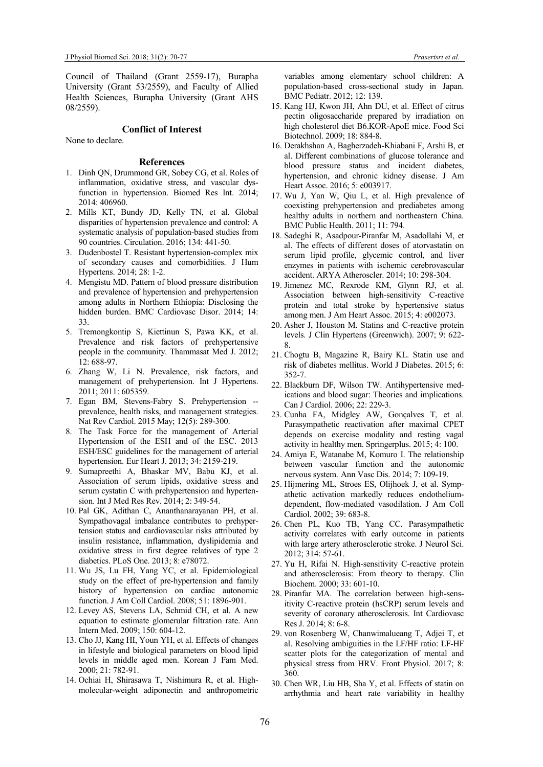Council of Thailand (Grant 2559-17), Burapha University (Grant 53/2559), and Faculty of Allied Health Sciences, Burapha University (Grant AHS 08/2559).

## Conflict of Interest

None to declare.

## References

1. Dinh QN, Drummond GR, Sobey CG, et al. Roles of inflammation, oxidative stress, and vascular dysfunction in hypertension. Biomed Res Int. 2014; 2014: 406960.
2. Mills KT, Bundy JD, Kelly TN, et al. Global disparities of hypertension prevalence and control: A systematic analysis of population-based studies from 90 countries. Circulation. 2016; 134: 441-50.
3. Dudenbostel T. Resistant hypertension-complex mix of secondary causes and comorbidities. J Hum Hypertens. 2014; 28: 1-2.
4. Mengistu MD. Pattern of blood pressure distribution and prevalence of hypertension and prehypertension among adults in Northern Ethiopia: Disclosing the hidden burden. BMC Cardiovasc Disor. 2014; 14: 33.
5. Tremongkontip S, Kiettinun S, Pawa KK, et al. Prevalence and risk factors of prehypertensive people in the community. Thammasat Med J. 2012; 12: 688-97.
6. Zhang W, Li N. Prevalence, risk factors, and management of prehypertension. Int J Hypertens. 2011; 2011: 605359.
7. Egan BM, Stevens-Fabry S. Prehypertension -- prevalence, health risks, and management strategies. Nat Rev Cardiol. 2015 May; 12(5): 289-300.
8. The Task Force for the management of Arterial Hypertension of the ESH and of the ESC. 2013 ESH/ESC guidelines for the management of arterial hypertension. Eur Heart J. 2013; 34: 2159-219.
9. Sumapreethi A, Bhaskar MV, Babu KJ, et al. Association of serum lipids, oxidative stress and serum cystatin C with prehypertension and hypertension. Int J Med Res Rev. 2014; 2: 349-54.
10. Pal GK, Adithan C, Ananthanarayanan PH, et al. Sympathovagal imbalance contributes to prehypertension status and cardiovascular risks attributed by insulin resistance, inflammation, dyslipidemia and oxidative stress in first degree relatives of type 2 diabetics. PLoS One. 2013; 8: e78072.
11. Wu JS, Lu FH, Yang YC, et al. Epidemiological study on the effect of pre-hypertension and family history of hypertension on cardiac autonomic function. J Am Coll Cardiol. 2008; 51: 1896-901.
12. Levey AS, Stevens LA, Schmid CH, et al. A new equation to estimate glomerular filtration rate. Ann Intern Med. 2009; 150: 604-12.
13. Cho JJ, Kang HI, Youn YH, et al. Effects of changes in lifestyle and biological parameters on blood lipid levels in middle aged men. Korean J Fam Med. 2000; 21: 782-91.
14. Ochiai H, Shirasawa T, Nishimura R, et al. High-molecular-weight adiponectin and anthropometric variables among elementary school children: A population-based cross-sectional study in Japan. BMC Pediatr. 2012; 12: 139.
15. Kang HJ, Kwon JH, Ahn DU, et al. Effect of citrus pectin oligosaccharide prepared by irradiation on high cholesterol diet B6.KOR-ApoE mice. Food Sci Biotechnol. 2009; 18: 884-8.
16. Derakhshan A, Bagherzadeh-Khiabani F, Arshi B, et al. Different combinations of glucose tolerance and blood pressure status and incident diabetes, hypertension, and chronic kidney disease. J Am Heart Assoc. 2016; 5: e003917.
17. Wu J, Yan W, Qiu L, et al. High prevalence of coexisting prehypertension and prediabetes among healthy adults in northern and northeastern China. BMC Public Health. 2011; 11: 794.
18. Sadeghi R, Asadpour-Piranfar M, Asadollahi M, et al. The effects of different doses of atorvastatin on serum lipid profile, glycemic control, and liver enzymes in patients with ischemic cerebrovascular accident. ARYA Atheroscler. 2014; 10: 298-304.
19. Jimenez MC, Rexrode KM, Glynn RJ, et al. Association between high-sensitivity C-reactive protein and total stroke by hypertensive status among men. J Am Heart Assoc. 2015; 4: e002073.
20. Asher J, Houston M. Statins and C-reactive protein levels. J Clin Hypertens (Greenwich). 2007; 9: 622-8.
21. Chogtu B, Magazine R, Bairy KL. Statin use and risk of diabetes mellitus. World J Diabetes. 2015; 6: 352-7.
22. Blackburn DF, Wilson TW. Antihypertensive medications and blood sugar: Theories and implications. Can J Cardiol. 2006; 22: 229-3.
23. Cunha FA, Midgley AW, Gonçalves T, et al. Parasympathetic reactivation after maximal CPET depends on exercise modality and resting vagal activity in healthy men. Springerplus. 2015; 4: 100.
24. Amiya E, Watanabe M, Komuro I. The relationship between vascular function and the autonomic nervous system. Ann Vasc Dis. 2014; 7: 109-19.
25. Hijmering ML, Stroes ES, Olijhoek J, et al. Sympathetic activation markedly reduces endothelium-dependent, flow-mediated vasodilation. J Am Coll Cardiol. 2002; 39: 683-8.
26. Chen PL, Kuo TB, Yang CC. Parasympathetic activity correlates with early outcome in patients with large artery atherosclerotic stroke. J Neurol Sci. 2012; 314: 57-61.
27. Yu H, Rifai N. High-sensitivity C-reactive protein and atherosclerosis: From theory to therapy. Clin Biochem. 2000; 33: 601-10.
28. Piranfar MA. The correlation between high-sensitivity C-reactive protein (hsCRP) serum levels and severity of coronary atherosclerosis. Int Cardiovasc Res J. 2014; 8: 6-8.
29. von Rosenberg W, Chanwimalueang T, Adjei T, et al. Resolving ambiguities in the LF/HF ratio: LF-HF scatter plots for the categorization of mental and physical stress from HRV. Front Physiol. 2017; 8: 360.
30. Chen WR, Liu HB, Sha Y, et al. Effects of statin on arrhythmia and heart rate variability in healthy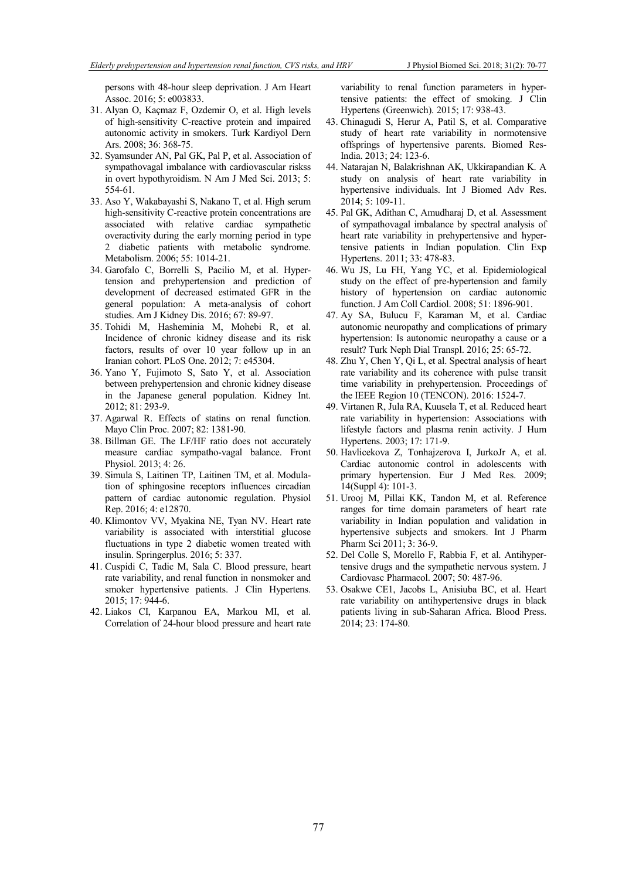persons with 48-hour sleep deprivation. J Am Heart Assoc. 2016; 5: e003833.

31. Alyan O, Kaçmaz F, Ozdemir O, et al. High levels of high-sensitivity C-reactive protein and impaired autonomic activity in smokers. Turk Kardiyol Dern Ars. 2008; 36: 368-75.
32. Syamsunder AN, Pal GK, Pal P, et al. Association of sympathovagal imbalance with cardiovascular riskss in overt hypothyroidism. N Am J Med Sci. 2013; 5: 554-61.
33. Aso Y, Wakabayashi S, Nakano T, et al. High serum high-sensitivity C-reactive protein concentrations are associated with relative cardiac sympathetic overactivity during the early morning period in type 2 diabetic patients with metabolic syndrome. Metabolism. 2006; 55: 1014-21.
34. Garofalo C, Borrelli S, Pacilio M, et al. Hypertension and prehypertension and prediction of development of decreased estimated GFR in the general population: A meta-analysis of cohort studies. Am J Kidney Dis. 2016; 67: 89-97.
35. Tohidi M, Hasheminia M, Mohebi R, et al. Incidence of chronic kidney disease and its risk factors, results of over 10 year follow up in an Iranian cohort. PLoS One. 2012; 7: e45304.
36. Yano Y, Fujimoto S, Sato Y, et al. Association between prehypertension and chronic kidney disease in the Japanese general population. Kidney Int. 2012; 81: 293-9.
37. Agarwal R. Effects of statins on renal function. Mayo Clin Proc. 2007; 82: 1381-90.
38. Billman GE. The LF/HF ratio does not accurately measure cardiac sympatho-vagal balance. Front Physiol. 2013; 4: 26.
39. Simula S, Laitinen TP, Laitinen TM, et al. Modulation of sphingosine receptors influences circadian pattern of cardiac autonomic regulation. Physiol Rep. 2016; 4: e12870.
40. Klimontov VV, Myakina NE, Tyan NV. Heart rate variability is associated with interstitial glucose fluctuations in type 2 diabetic women treated with insulin. Springerplus. 2016; 5: 337.
41. Cuspidi C, Tadic M, Sala C. Blood pressure, heart rate variability, and renal function in nonsmoker and smoker hypertensive patients. J Clin Hypertens. 2015; 17: 944-6.
42. Liakos CI, Karpanou EA, Markou MI, et al. Correlation of 24-hour blood pressure and heart rate variability to renal function parameters in hypertensive patients: the effect of smoking. J Clin Hypertens (Greenwich). 2015; 17: 938-43.
43. Chinagudi S, Herur A, Patil S, et al. Comparative study of heart rate variability in normotensive offsprings of hypertensive parents. Biomed Res-India. 2013; 24: 123-6.
44. Natarajan N, Balakrishnan AK, Ukkirapandian K. A study on analysis of heart rate variability in hypertensive individuals. Int J Biomed Adv Res. 2014; 5: 109-11.
45. Pal GK, Adithan C, Amudharaj D, et al. Assessment of sympathovagal imbalance by spectral analysis of heart rate variability in prehypertensive and hypertensive patients in Indian population. Clin Exp Hypertens. 2011; 33: 478-83.
46. Wu JS, Lu FH, Yang YC, et al. Epidemiological study on the effect of pre-hypertension and family history of hypertension on cardiac autonomic function. J Am Coll Cardiol. 2008; 51: 1896-901.
47. Ay SA, Bulucu F, Karaman M, et al. Cardiac autonomic neuropathy and complications of primary hypertension: Is autonomic neuropathy a cause or a result? Turk Neph Dial Transpl. 2016; 25: 65-72.
48. Zhu Y, Chen Y, Qi L, et al. Spectral analysis of heart rate variability and its coherence with pulse transit time variability in prehypertension. Proceedings of the IEEE Region 10 (TENCON). 2016: 1524-7.
49. Virtanen R, Jula RA, Kuusela T, et al. Reduced heart rate variability in hypertension: Associations with lifestyle factors and plasma renin activity. J Hum Hypertens. 2003; 17: 171-9.
50. Havlicekova Z, Tonhajzerova I, JurkoJr A, et al. Cardiac autonomic control in adolescents with primary hypertension. Eur J Med Res. 2009; 14(Suppl 4): 101-3.
51. Urooj M, Pillai KK, Tandon M, et al. Reference ranges for time domain parameters of heart rate variability in Indian population and validation in hypertensive subjects and smokers. Int J Pharm Pharm Sci 2011; 3: 36-9.
52. Del Colle S, Morello F, Rabbia F, et al. Antihypertensive drugs and the sympathetic nervous system. J Cardiovasc Pharmacol. 2007; 50: 487-96.
53. Osakwe CE1, Jacobs L, Anisiuba BC, et al. Heart rate variability on antihypertensive drugs in black patients living in sub-Saharan Africa. Blood Press. 2014; 23: 174-80.